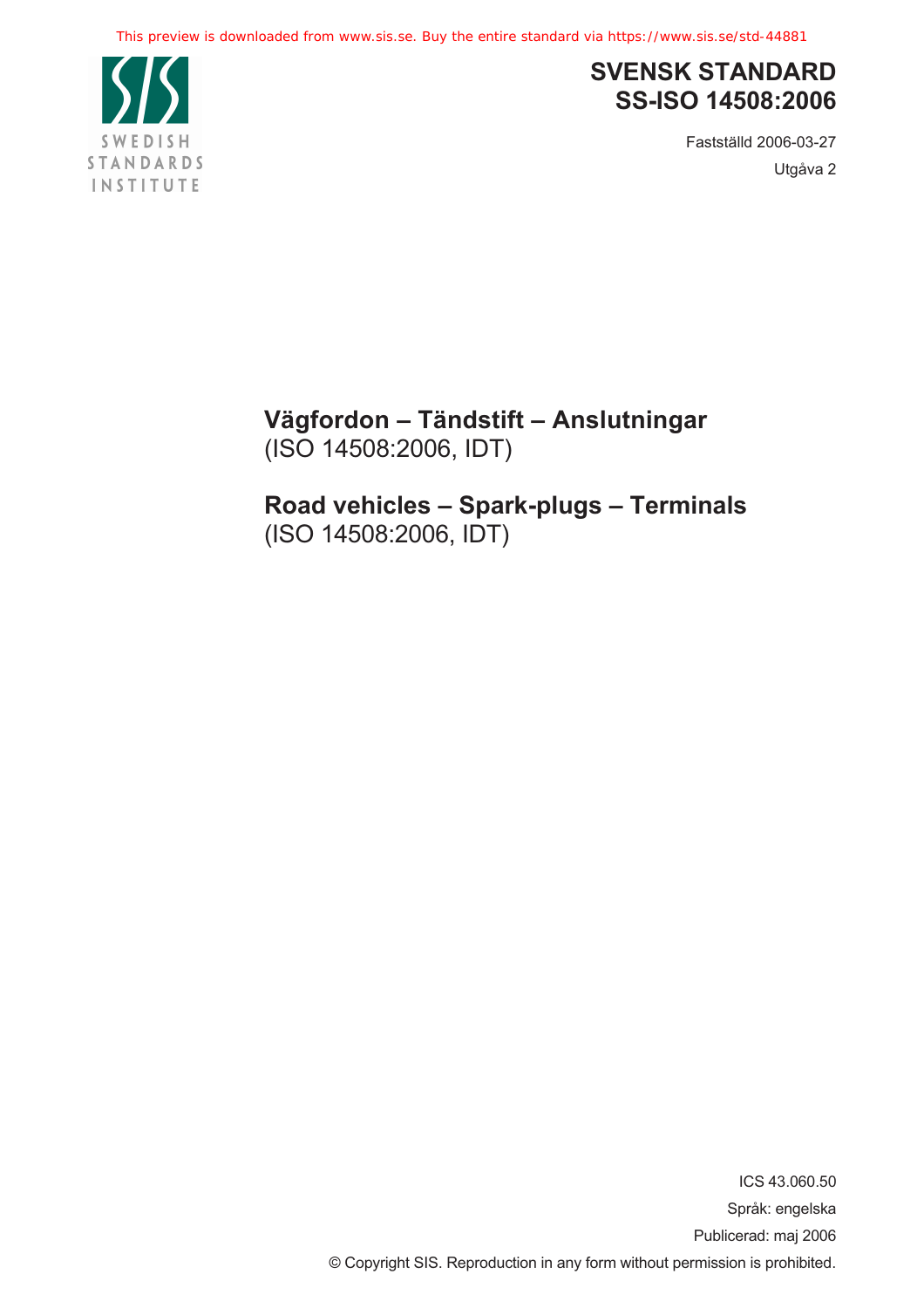This preview is downloaded from www.sis.se. Buy the entire standard via https://www.sis.se/std-44881

SWEDISH STANDARDS INSTITUTE

# SVENSK STANDARD
# SS-ISO 14508:2006

Fastställd 2006-03-27

Utgåva 2

## Vägfordon – Tändstift – Anslutningar
(ISO 14508:2006, IDT)

## Road vehicles – Spark-plugs – Terminals
(ISO 14508:2006, IDT)

ICS 43.060.50

Språk: engelska

Publicerad: maj 2006

© Copyright SIS. Reproduction in any form without permission is prohibited.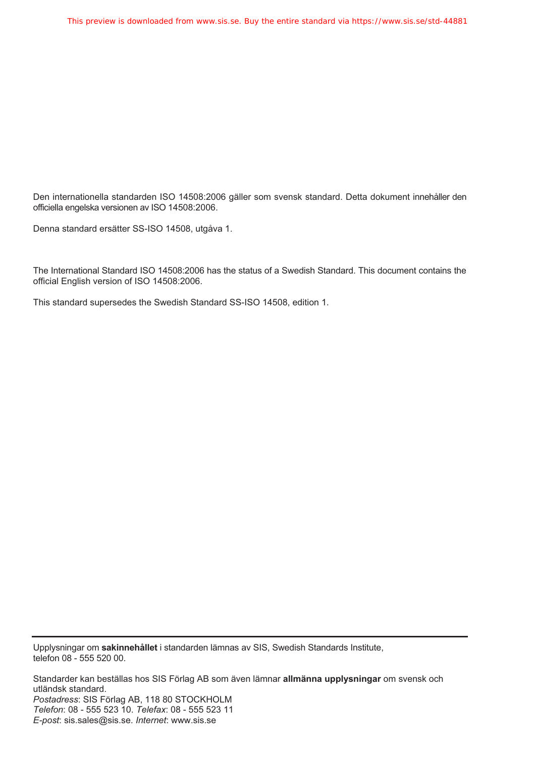Den internationella standarden ISO 14508:2006 gäller som svensk standard. Detta dokument innehåller den officiella engelska versionen av ISO 14508:2006.

Denna standard ersätter SS-ISO 14508, utgåva 1.

The International Standard ISO 14508:2006 has the status of a Swedish Standard. This document contains the official English version of ISO 14508:2006.

This standard supersedes the Swedish Standard SS-ISO 14508, edition 1.

---

Upplysningar om **sakinnehållet** i standarden lämnas av SIS, Swedish Standards Institute, telefon 08 - 555 520 00.

Standarder kan beställas hos SIS Förlag AB som även lämnar **allmänna upplysningar** om svensk och utländsk standard.
*Postadress*: SIS Förlag AB, 118 80 STOCKHOLM
*Telefon*: 08 - 555 523 10. *Telefax*: 08 - 555 523 11
*E-post*: sis.sales@sis.se. *Internet*: www.sis.se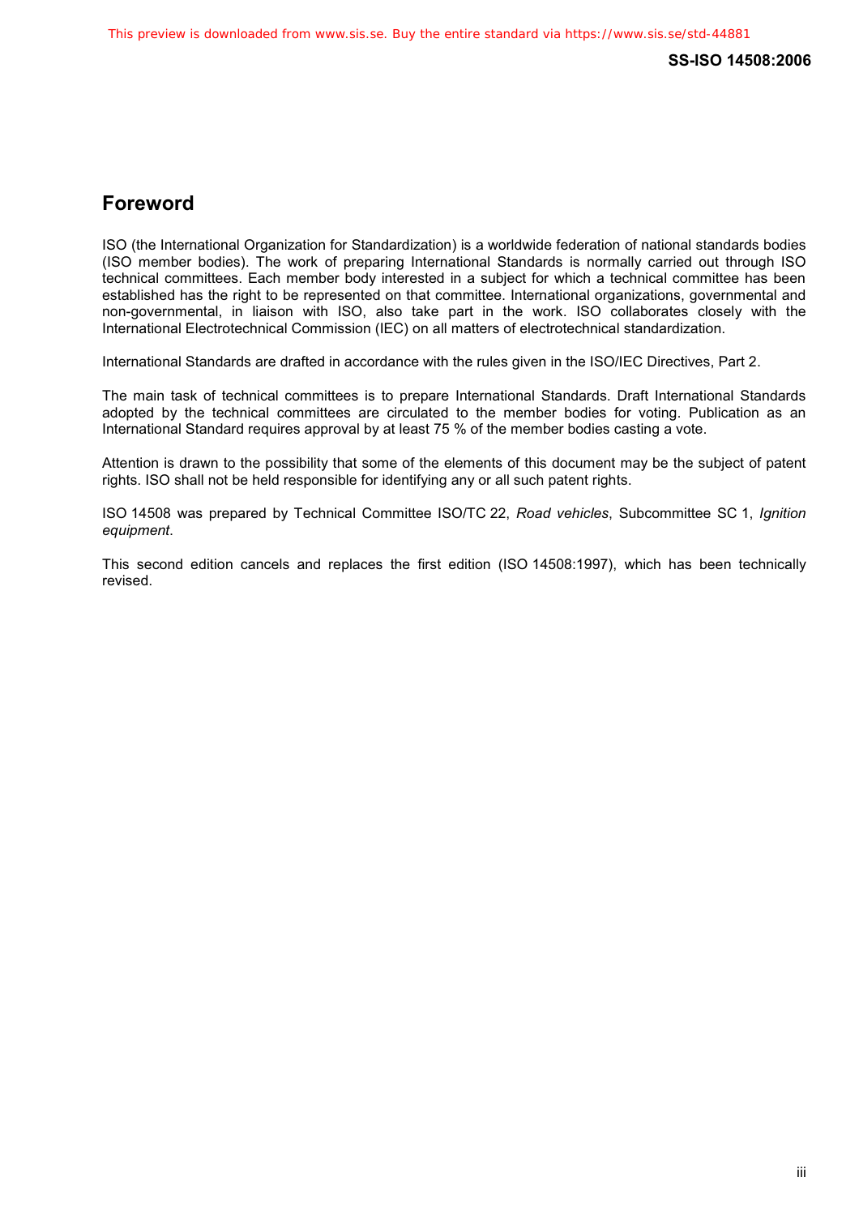## Foreword

ISO (the International Organization for Standardization) is a worldwide federation of national standards bodies (ISO member bodies). The work of preparing International Standards is normally carried out through ISO technical committees. Each member body interested in a subject for which a technical committee has been established has the right to be represented on that committee. International organizations, governmental and non-governmental, in liaison with ISO, also take part in the work. ISO collaborates closely with the International Electrotechnical Commission (IEC) on all matters of electrotechnical standardization.

International Standards are drafted in accordance with the rules given in the ISO/IEC Directives, Part 2.

The main task of technical committees is to prepare International Standards. Draft International Standards adopted by the technical committees are circulated to the member bodies for voting. Publication as an International Standard requires approval by at least 75 % of the member bodies casting a vote.

Attention is drawn to the possibility that some of the elements of this document may be the subject of patent rights. ISO shall not be held responsible for identifying any or all such patent rights.

ISO 14508 was prepared by Technical Committee ISO/TC 22, *Road vehicles*, Subcommittee SC 1, *Ignition equipment*.

This second edition cancels and replaces the first edition (ISO 14508:1997), which has been technically revised.